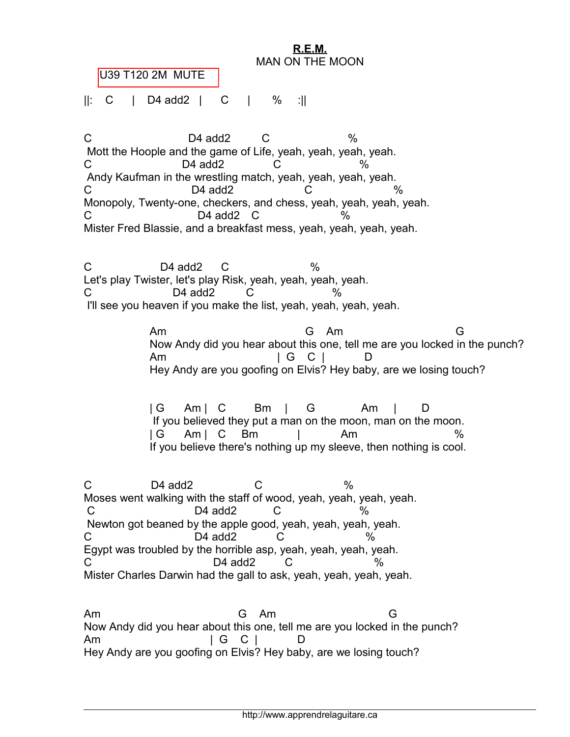**R.E.M.**

MAN ON THE MOON

U39 T120 2M MUTE

```
||:  C   |  D4 add2  |   C   |   %   :||


C                    D4 add2       C                  %
 Mott the Hoople and the game of Life, yeah, yeah, yeah, yeah.
C                  D4 add2          C                  %
 Andy Kaufman in the wrestling match, yeah, yeah, yeah, yeah.
C                     D4 add2                 C                  %
Monopoly, Twenty-one, checkers, and chess, yeah, yeah, yeah, yeah.
C                       D4 add2   C                 %
Mister Fred Blassie, and a breakfast mess, yeah, yeah, yeah, yeah.


C                D4 add2     C                  %
Let's play Twister, let's play Risk, yeah, yeah, yeah, yeah.
C                   D4 add2       C                  %
 I'll see you heaven if you make the list, yeah, yeah, yeah, yeah.

           Am                             G   Am                        G
           Now Andy did you hear about this one, tell me are you locked in the punch?
           Am                      | G   C |         D
           Hey Andy are you goofing on Elvis? Hey baby, are we losing touch?


           | G     Am |  C      Bm    |    G          Am    |     D
            If you believed they put a man on the moon, man on the moon.
           | G     Am |  C     Bm         |          Am                    %
           If you believe there's nothing up my sleeve, then nothing is cool.


C              D4 add2               C                  %
Moses went walking with the staff of wood, yeah, yeah, yeah, yeah.
 C                    D4 add2         C                 %
 Newton got beaned by the apple good, yeah, yeah, yeah, yeah.
C                     D4 add2          C                %
Egypt was troubled by the horrible asp, yeah, yeah, yeah, yeah.
C                          D4 add2       C                 %
Mister Charles Darwin had the gall to ask, yeah, yeah, yeah, yeah.


Am                            G   Am                        G
Now Andy did you hear about this one, tell me are you locked in the punch?
Am                      | G   C |         D
Hey Andy are you goofing on Elvis? Hey baby, are we losing touch?
```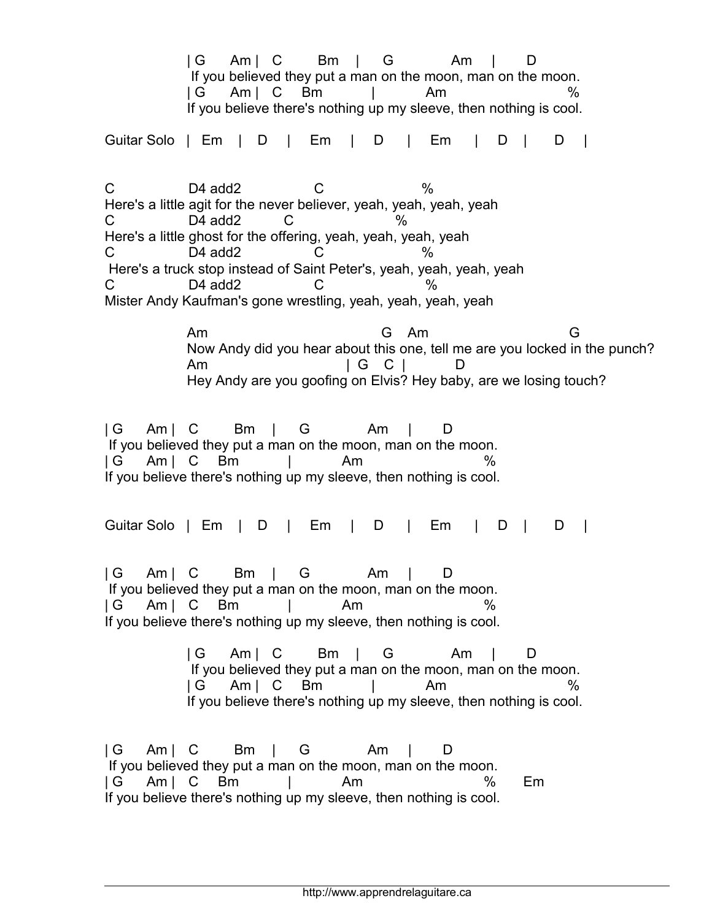```
              | G     Am |  C       Bm    |     G           Am     |      D
               If you believed they put a man on the moon, man on the moon.
              | G     Am |  C    Bm           |           Am                        %
              If you believe there's nothing up my sleeve, then nothing is cool.

Guitar Solo  |  Em   |  D   |   Em   |   D   |   Em    |  D  |    D   |


C               D4 add2              C                   %
Here's a little agit for the never believer, yeah, yeah, yeah, yeah
C               D4 add2         C                   %
Here's a little ghost for the offering, yeah, yeah, yeah, yeah
C               D4 add2              C                   %
 Here's a truck stop instead of Saint Peter's, yeah, yeah, yeah, yeah
C               D4 add2              C                   %
Mister Andy Kaufman's gone wrestling, yeah, yeah, yeah, yeah

              Am                                    G   Am                          G
              Now Andy did you hear about this one, tell me are you locked in the punch?
              Am                         | G   C |       D
              Hey Andy are you goofing on Elvis? Hey baby, are we losing touch?


| G    Am |  C      Bm    |     G          Am    |      D
 If you believed they put a man on the moon, man on the moon.
| G    Am |  C    Bm          |          Am                    %
If you believe there's nothing up my sleeve, then nothing is cool.


Guitar Solo  |  Em   |  D   |   Em   |   D   |   Em    |  D  |    D   |


| G    Am |  C      Bm    |     G          Am    |      D
 If you believed they put a man on the moon, man on the moon.
| G    Am |  C    Bm          |          Am                    %
If you believe there's nothing up my sleeve, then nothing is cool.

              | G     Am |  C       Bm    |     G           Am     |      D
               If you believed they put a man on the moon, man on the moon.
              | G     Am |  C    Bm           |           Am                        %
              If you believe there's nothing up my sleeve, then nothing is cool.


| G    Am |  C      Bm    |     G          Am    |      D
 If you believed they put a man on the moon, man on the moon.
| G    Am |  C    Bm          |          Am                    %      Em
If you believe there's nothing up my sleeve, then nothing is cool.
```